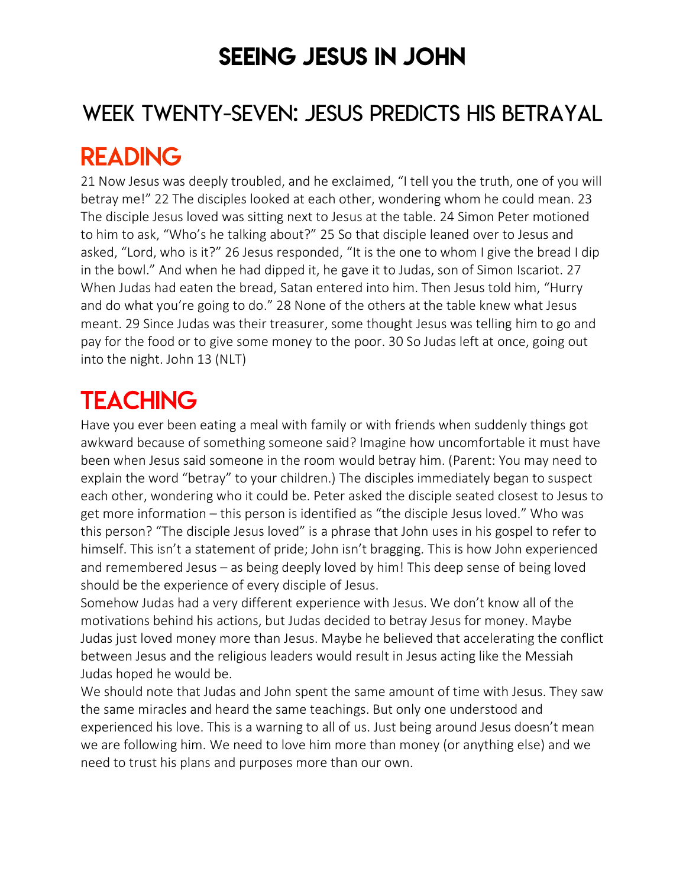# SEEING JESUS IN JOHN

## WEEK TWENTY-SEVEN: JESUS PREDICTS HIS BETRAYAL

## READING

21 Now Jesus was deeply troubled, and he exclaimed, "I tell you the truth, one of you will betray me!" 22 The disciples looked at each other, wondering whom he could mean. 23 The disciple Jesus loved was sitting next to Jesus at the table. 24 Simon Peter motioned to him to ask, "Who's he talking about?" 25 So that disciple leaned over to Jesus and asked, "Lord, who is it?" 26 Jesus responded, "It is the one to whom I give the bread I dip in the bowl." And when he had dipped it, he gave it to Judas, son of Simon Iscariot. 27 When Judas had eaten the bread, Satan entered into him. Then Jesus told him, "Hurry and do what you're going to do." 28 None of the others at the table knew what Jesus meant. 29 Since Judas was their treasurer, some thought Jesus was telling him to go and pay for the food or to give some money to the poor. 30 So Judas left at once, going out into the night. John 13 (NLT)

## TEACHING

Have you ever been eating a meal with family or with friends when suddenly things got awkward because of something someone said? Imagine how uncomfortable it must have been when Jesus said someone in the room would betray him. (Parent: You may need to explain the word "betray" to your children.) The disciples immediately began to suspect each other, wondering who it could be. Peter asked the disciple seated closest to Jesus to get more information – this person is identified as "the disciple Jesus loved." Who was this person? "The disciple Jesus loved" is a phrase that John uses in his gospel to refer to himself. This isn't a statement of pride; John isn't bragging. This is how John experienced and remembered Jesus – as being deeply loved by him! This deep sense of being loved should be the experience of every disciple of Jesus.

Somehow Judas had a very different experience with Jesus. We don't know all of the motivations behind his actions, but Judas decided to betray Jesus for money. Maybe Judas just loved money more than Jesus. Maybe he believed that accelerating the conflict between Jesus and the religious leaders would result in Jesus acting like the Messiah Judas hoped he would be.

We should note that Judas and John spent the same amount of time with Jesus. They saw the same miracles and heard the same teachings. But only one understood and experienced his love. This is a warning to all of us. Just being around Jesus doesn't mean we are following him. We need to love him more than money (or anything else) and we need to trust his plans and purposes more than our own.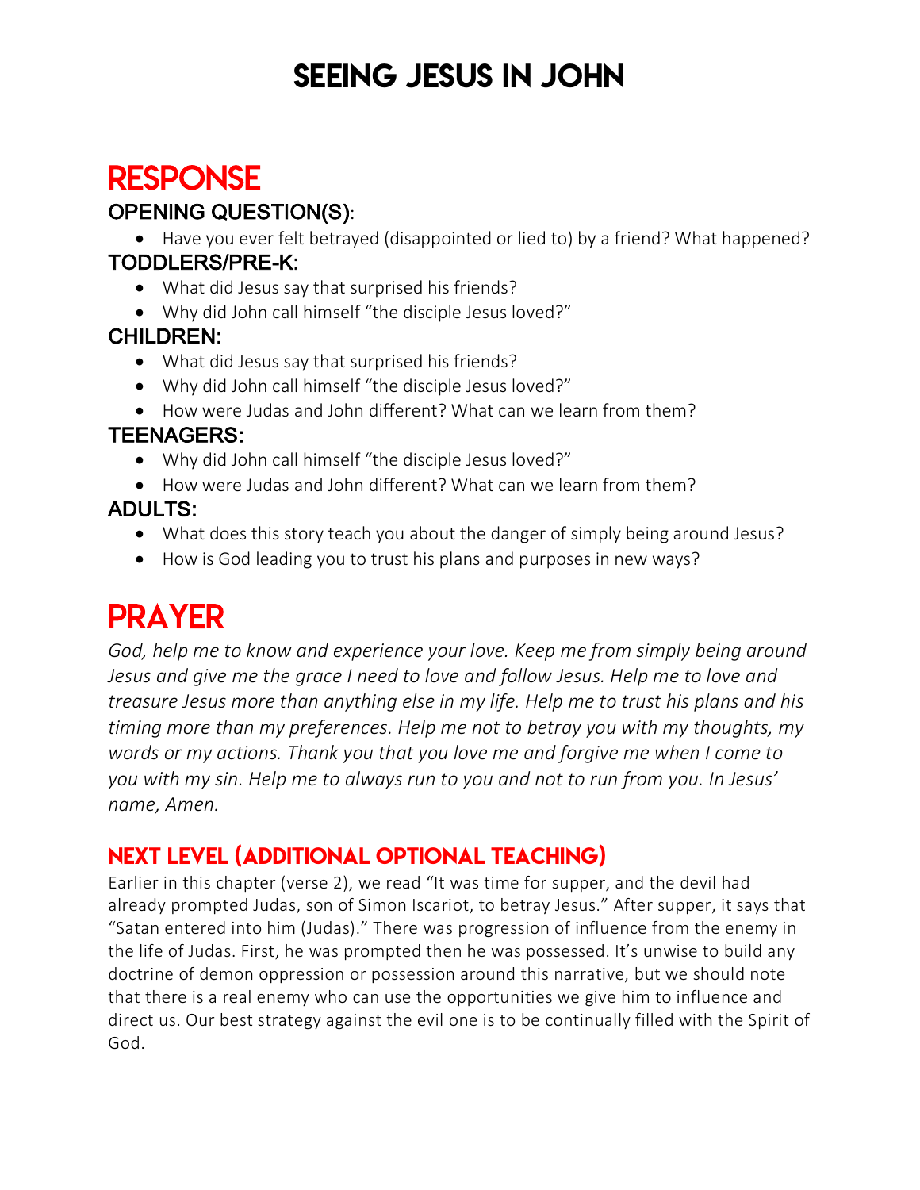# SEEING JESUS IN JOHN

## RESPONSE

### OPENING QUESTION(S):

- Have you ever felt betrayed (disappointed or lied to) by a friend? What happened?

### TODDLERS/PRE-K:

- What did Jesus say that surprised his friends?
- Why did John call himself "the disciple Jesus loved?"

### CHILDREN:

- What did Jesus say that surprised his friends?
- Why did John call himself "the disciple Jesus loved?"
- How were Judas and John different? What can we learn from them?

### TEENAGERS:

- Why did John call himself "the disciple Jesus loved?"
- How were Judas and John different? What can we learn from them?

### ADULTS:

- What does this story teach you about the danger of simply being around Jesus?
- How is God leading you to trust his plans and purposes in new ways?

## PRAYER

*God, help me to know and experience your love. Keep me from simply being around Jesus and give me the grace I need to love and follow Jesus. Help me to love and treasure Jesus more than anything else in my life. Help me to trust his plans and his timing more than my preferences. Help me not to betray you with my thoughts, my words or my actions. Thank you that you love me and forgive me when I come to you with my sin. Help me to always run to you and not to run from you. In Jesus' name, Amen.*

### NEXT LEVEL (ADDITIONAL OPTIONAL TEACHING)

Earlier in this chapter (verse 2), we read "It was time for supper, and the devil had already prompted Judas, son of Simon Iscariot, to betray Jesus." After supper, it says that "Satan entered into him (Judas)." There was progression of influence from the enemy in the life of Judas. First, he was prompted then he was possessed. It's unwise to build any doctrine of demon oppression or possession around this narrative, but we should note that there is a real enemy who can use the opportunities we give him to influence and direct us. Our best strategy against the evil one is to be continually filled with the Spirit of God.